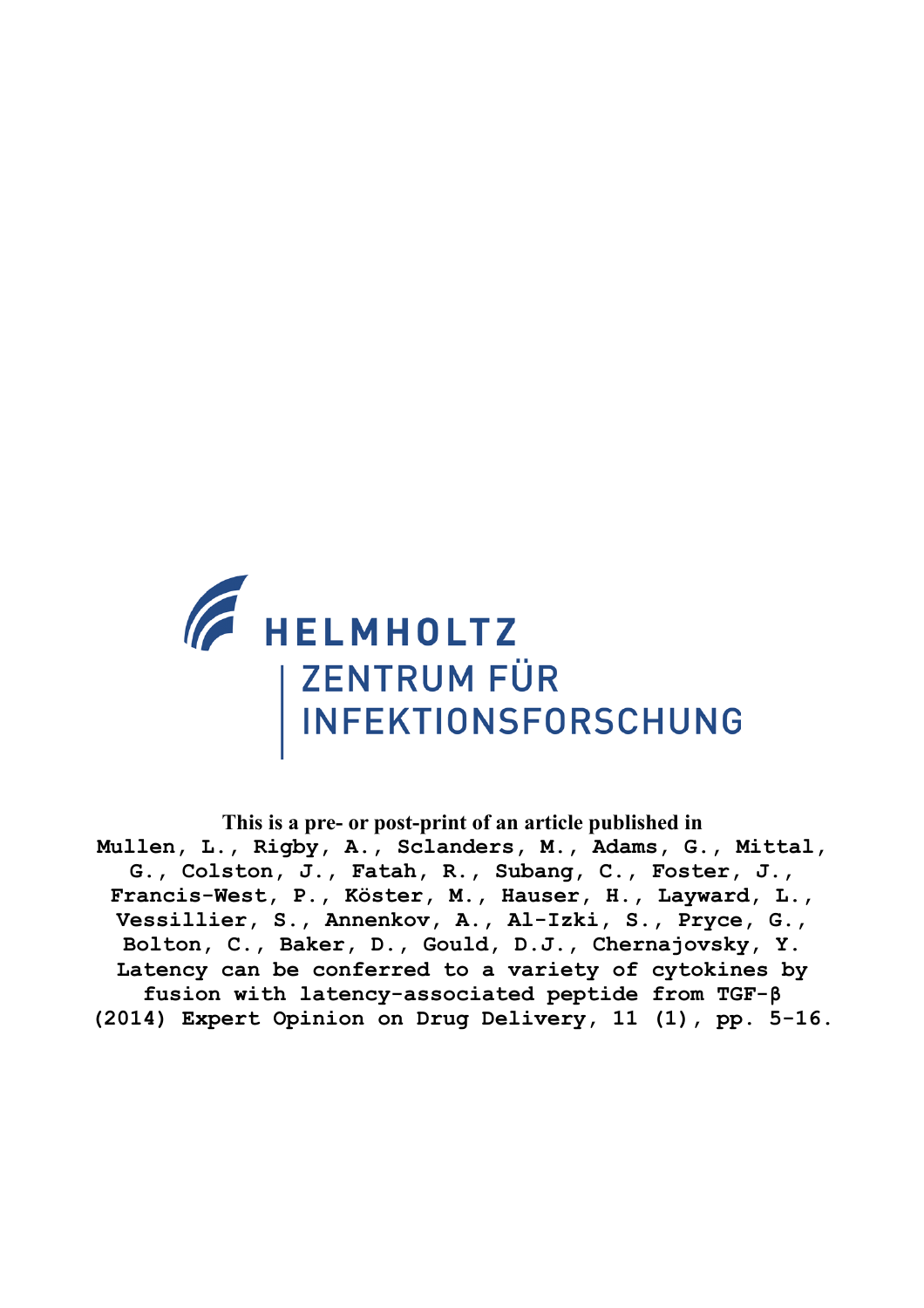HELMHOLTZ

ZENTRUM FÜR INFEKTIONSFORSCHUNG

**This is a pre- or post-print of an article published in**

**Mullen, L., Rigby, A., Sclanders, M., Adams, G., Mittal, G., Colston, J., Fatah, R., Subang, C., Foster, J., Francis-West, P., Köster, M., Hauser, H., Layward, L., Vessillier, S., Annenkov, A., Al-Izki, S., Pryce, G., Bolton, C., Baker, D., Gould, D.J., Chernajovsky, Y. Latency can be conferred to a variety of cytokines by fusion with latency-associated peptide from TGF-β (2014) Expert Opinion on Drug Delivery, 11 (1), pp. 5-16.**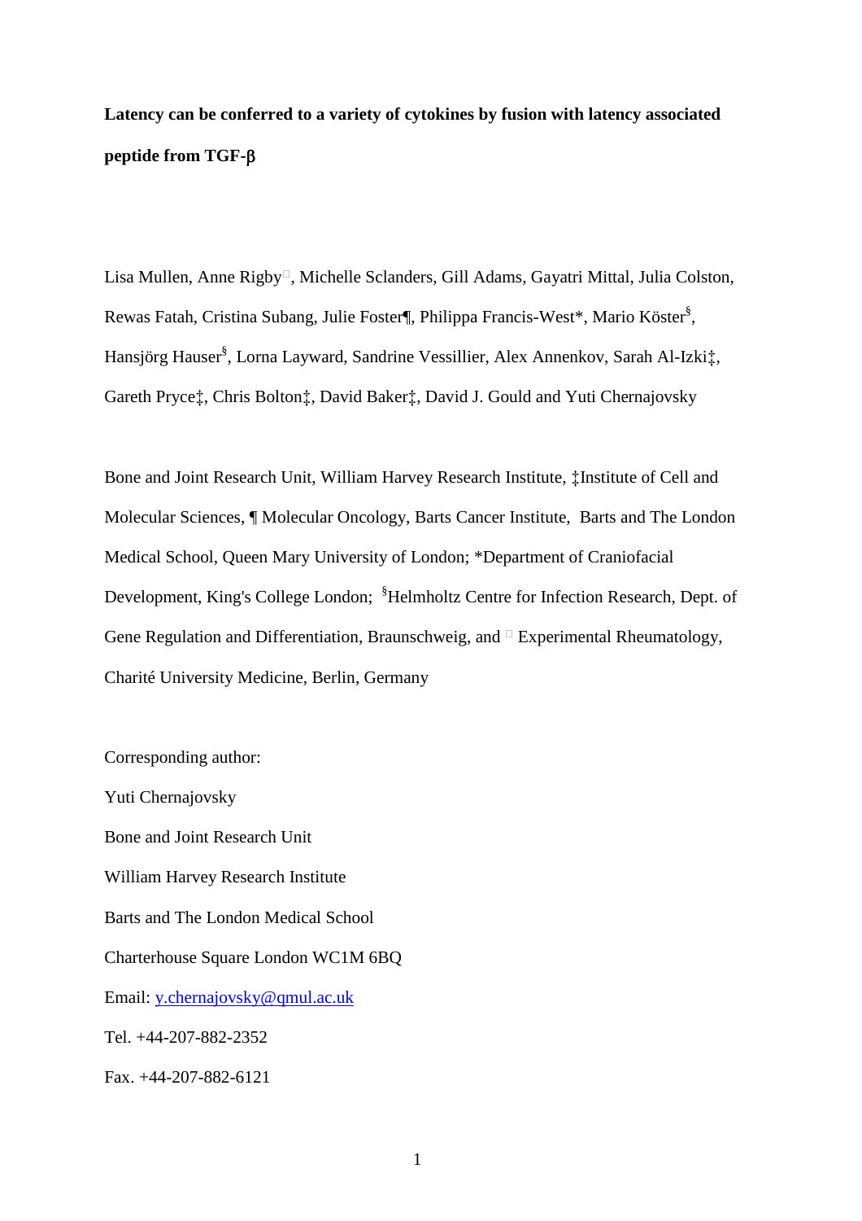**Latency can be conferred to a variety of cytokines by fusion with latency associated peptide from TGF-β**

Lisa Mullen, Anne Rigby□, Michelle Sclanders, Gill Adams, Gayatri Mittal, Julia Colston, Rewas Fatah, Cristina Subang, Julie Foster¶, Philippa Francis-West*, Mario Köster[§], Hansjörg Hauser[§], Lorna Layward, Sandrine Vessillier, Alex Annenkov, Sarah Al-Izki‡, Gareth Pryce‡, Chris Bolton‡, David Baker‡, David J. Gould and Yuti Chernajovsky

Bone and Joint Research Unit, William Harvey Research Institute, ‡Institute of Cell and Molecular Sciences, ¶ Molecular Oncology, Barts Cancer Institute, Barts and The London Medical School, Queen Mary University of London; *Department of Craniofacial Development, King's College London; [§]Helmholtz Centre for Infection Research, Dept. of Gene Regulation and Differentiation, Braunschweig, and □ Experimental Rheumatology, Charité University Medicine, Berlin, Germany

Corresponding author:

Yuti Chernajovsky

Bone and Joint Research Unit

William Harvey Research Institute

Barts and The London Medical School

Charterhouse Square London WC1M 6BQ

Email: y.chernajovsky@qmul.ac.uk

Tel. +44-207-882-2352

Fax. +44-207-882-6121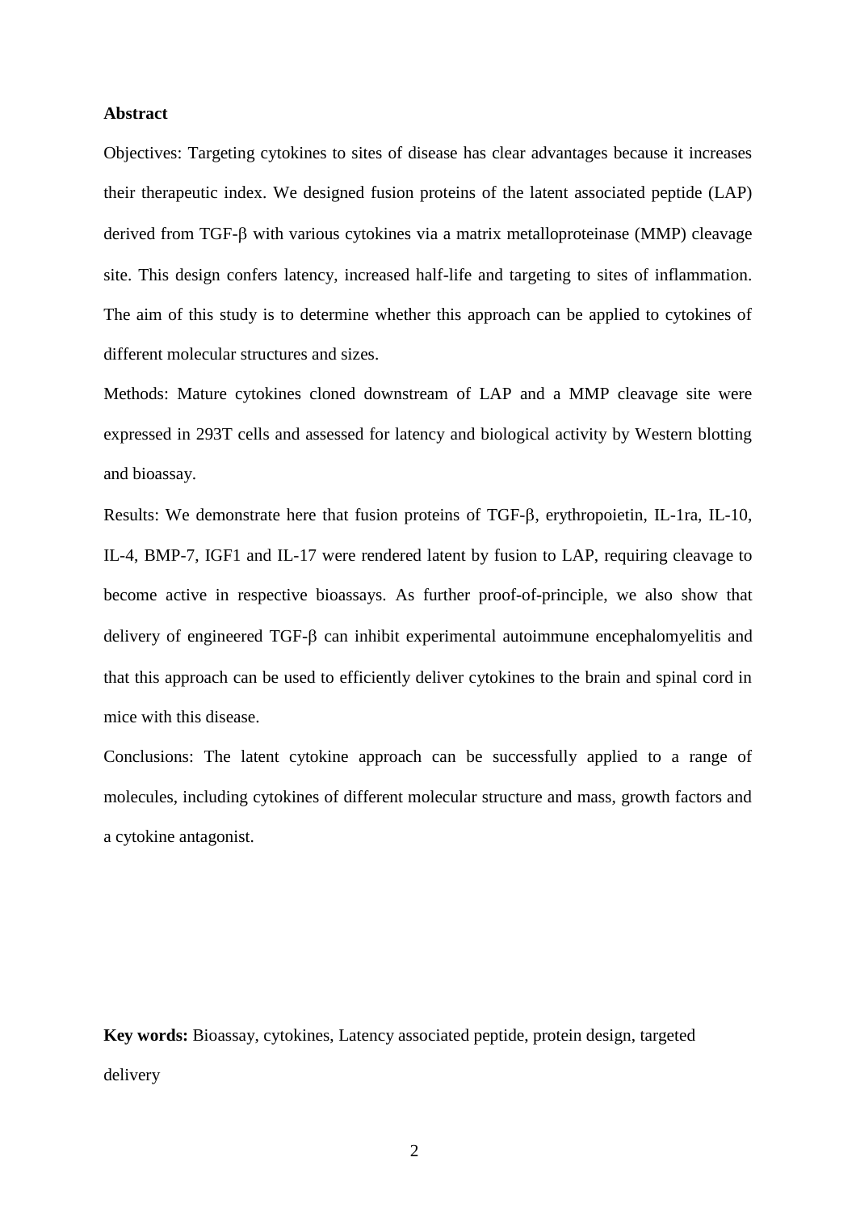## Abstract

Objectives: Targeting cytokines to sites of disease has clear advantages because it increases their therapeutic index. We designed fusion proteins of the latent associated peptide (LAP) derived from TGF-β with various cytokines via a matrix metalloproteinase (MMP) cleavage site. This design confers latency, increased half-life and targeting to sites of inflammation. The aim of this study is to determine whether this approach can be applied to cytokines of different molecular structures and sizes.

Methods: Mature cytokines cloned downstream of LAP and a MMP cleavage site were expressed in 293T cells and assessed for latency and biological activity by Western blotting and bioassay.

Results: We demonstrate here that fusion proteins of TGF-β, erythropoietin, IL-1ra, IL-10, IL-4, BMP-7, IGF1 and IL-17 were rendered latent by fusion to LAP, requiring cleavage to become active in respective bioassays. As further proof-of-principle, we also show that delivery of engineered TGF-β can inhibit experimental autoimmune encephalomyelitis and that this approach can be used to efficiently deliver cytokines to the brain and spinal cord in mice with this disease.

Conclusions: The latent cytokine approach can be successfully applied to a range of molecules, including cytokines of different molecular structure and mass, growth factors and a cytokine antagonist.

**Key words:** Bioassay, cytokines, Latency associated peptide, protein design, targeted delivery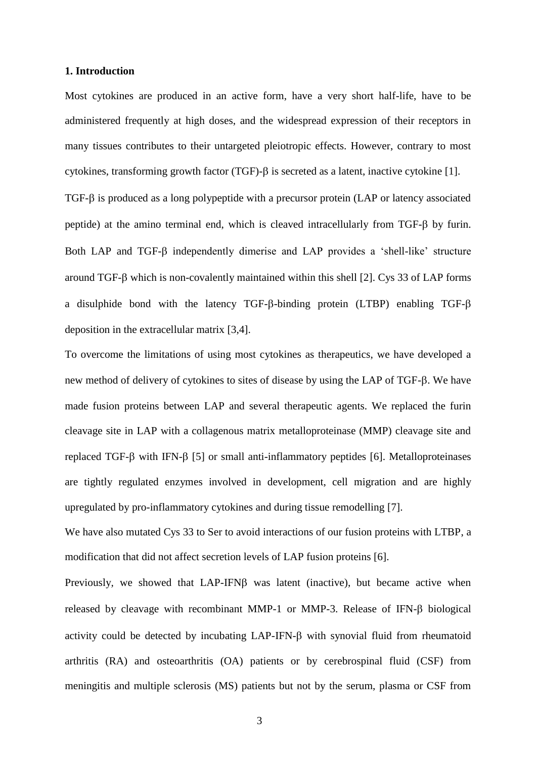## 1. Introduction

Most cytokines are produced in an active form, have a very short half-life, have to be administered frequently at high doses, and the widespread expression of their receptors in many tissues contributes to their untargeted pleiotropic effects. However, contrary to most cytokines, transforming growth factor (TGF)-β is secreted as a latent, inactive cytokine [1].

TGF-β is produced as a long polypeptide with a precursor protein (LAP or latency associated peptide) at the amino terminal end, which is cleaved intracellularly from TGF-β by furin. Both LAP and TGF-β independently dimerise and LAP provides a 'shell-like' structure around TGF-β which is non-covalently maintained within this shell [2]. Cys 33 of LAP forms a disulphide bond with the latency TGF-β-binding protein (LTBP) enabling TGF-β deposition in the extracellular matrix [3,4].

To overcome the limitations of using most cytokines as therapeutics, we have developed a new method of delivery of cytokines to sites of disease by using the LAP of TGF-β. We have made fusion proteins between LAP and several therapeutic agents. We replaced the furin cleavage site in LAP with a collagenous matrix metalloproteinase (MMP) cleavage site and replaced TGF-β with IFN-β [5] or small anti-inflammatory peptides [6]. Metalloproteinases are tightly regulated enzymes involved in development, cell migration and are highly upregulated by pro-inflammatory cytokines and during tissue remodelling [7].

We have also mutated Cys 33 to Ser to avoid interactions of our fusion proteins with LTBP, a modification that did not affect secretion levels of LAP fusion proteins [6].

Previously, we showed that LAP-IFNβ was latent (inactive), but became active when released by cleavage with recombinant MMP-1 or MMP-3. Release of IFN-β biological activity could be detected by incubating LAP-IFN-β with synovial fluid from rheumatoid arthritis (RA) and osteoarthritis (OA) patients or by cerebrospinal fluid (CSF) from meningitis and multiple sclerosis (MS) patients but not by the serum, plasma or CSF from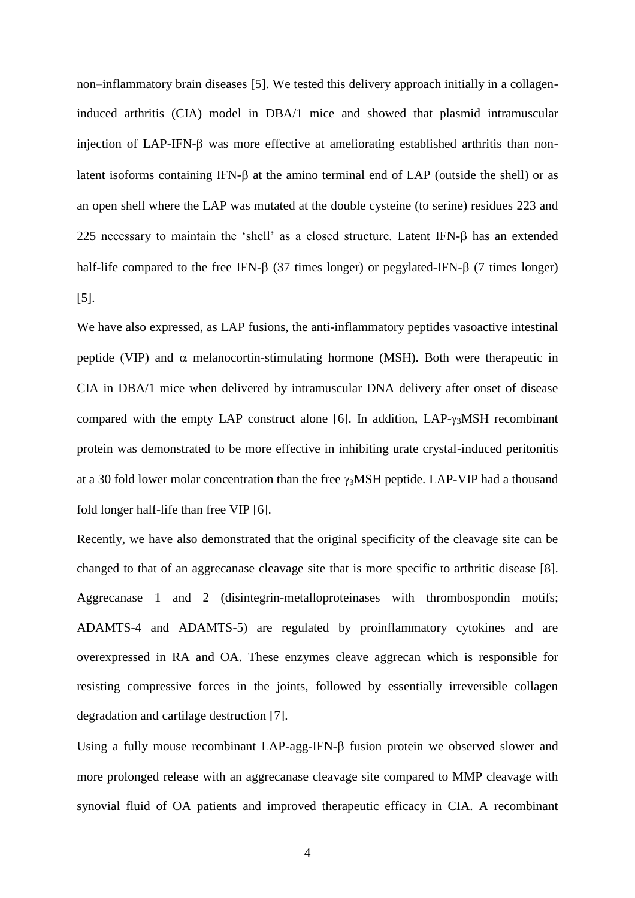non–inflammatory brain diseases [5]. We tested this delivery approach initially in a collagen-induced arthritis (CIA) model in DBA/1 mice and showed that plasmid intramuscular injection of LAP-IFN-β was more effective at ameliorating established arthritis than non-latent isoforms containing IFN-β at the amino terminal end of LAP (outside the shell) or as an open shell where the LAP was mutated at the double cysteine (to serine) residues 223 and 225 necessary to maintain the 'shell' as a closed structure. Latent IFN-β has an extended half-life compared to the free IFN-β (37 times longer) or pegylated-IFN-β (7 times longer) [5].

We have also expressed, as LAP fusions, the anti-inflammatory peptides vasoactive intestinal peptide (VIP) and α melanocortin-stimulating hormone (MSH). Both were therapeutic in CIA in DBA/1 mice when delivered by intramuscular DNA delivery after onset of disease compared with the empty LAP construct alone [6]. In addition, LAP-$\gamma_3$MSH recombinant protein was demonstrated to be more effective in inhibiting urate crystal-induced peritonitis at a 30 fold lower molar concentration than the free $\gamma_3$MSH peptide. LAP-VIP had a thousand fold longer half-life than free VIP [6].

Recently, we have also demonstrated that the original specificity of the cleavage site can be changed to that of an aggrecanase cleavage site that is more specific to arthritic disease [8]. Aggrecanase 1 and 2 (disintegrin-metalloproteinases with thrombospondin motifs; ADAMTS-4 and ADAMTS-5) are regulated by proinflammatory cytokines and are overexpressed in RA and OA. These enzymes cleave aggrecan which is responsible for resisting compressive forces in the joints, followed by essentially irreversible collagen degradation and cartilage destruction [7].

Using a fully mouse recombinant LAP-agg-IFN-β fusion protein we observed slower and more prolonged release with an aggrecanase cleavage site compared to MMP cleavage with synovial fluid of OA patients and improved therapeutic efficacy in CIA. A recombinant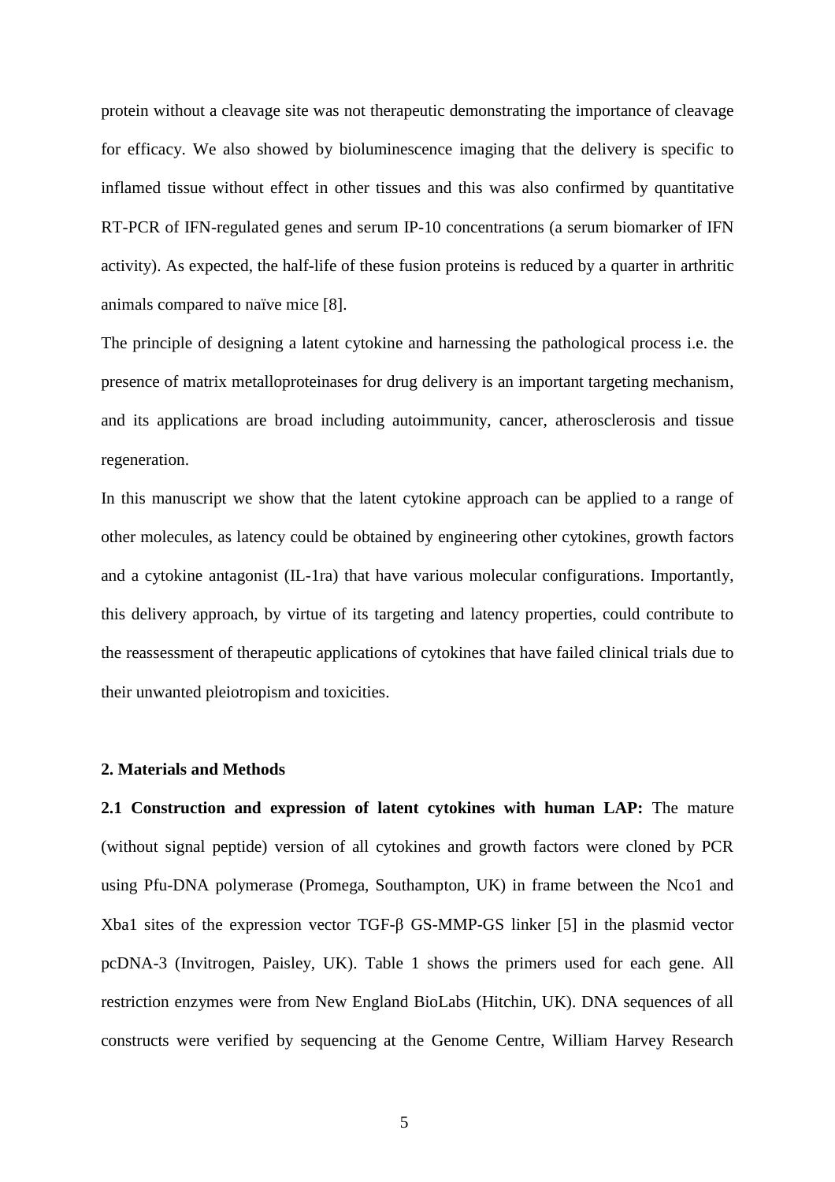protein without a cleavage site was not therapeutic demonstrating the importance of cleavage for efficacy. We also showed by bioluminescence imaging that the delivery is specific to inflamed tissue without effect in other tissues and this was also confirmed by quantitative RT-PCR of IFN-regulated genes and serum IP-10 concentrations (a serum biomarker of IFN activity). As expected, the half-life of these fusion proteins is reduced by a quarter in arthritic animals compared to naïve mice [8].

The principle of designing a latent cytokine and harnessing the pathological process i.e. the presence of matrix metalloproteinases for drug delivery is an important targeting mechanism, and its applications are broad including autoimmunity, cancer, atherosclerosis and tissue regeneration.

In this manuscript we show that the latent cytokine approach can be applied to a range of other molecules, as latency could be obtained by engineering other cytokines, growth factors and a cytokine antagonist (IL-1ra) that have various molecular configurations. Importantly, this delivery approach, by virtue of its targeting and latency properties, could contribute to the reassessment of therapeutic applications of cytokines that have failed clinical trials due to their unwanted pleiotropism and toxicities.

## 2. Materials and Methods

**2.1 Construction and expression of latent cytokines with human LAP:** The mature (without signal peptide) version of all cytokines and growth factors were cloned by PCR using Pfu-DNA polymerase (Promega, Southampton, UK) in frame between the Nco1 and Xba1 sites of the expression vector TGF-β GS-MMP-GS linker [5] in the plasmid vector pcDNA-3 (Invitrogen, Paisley, UK). Table 1 shows the primers used for each gene. All restriction enzymes were from New England BioLabs (Hitchin, UK). DNA sequences of all constructs were verified by sequencing at the Genome Centre, William Harvey Research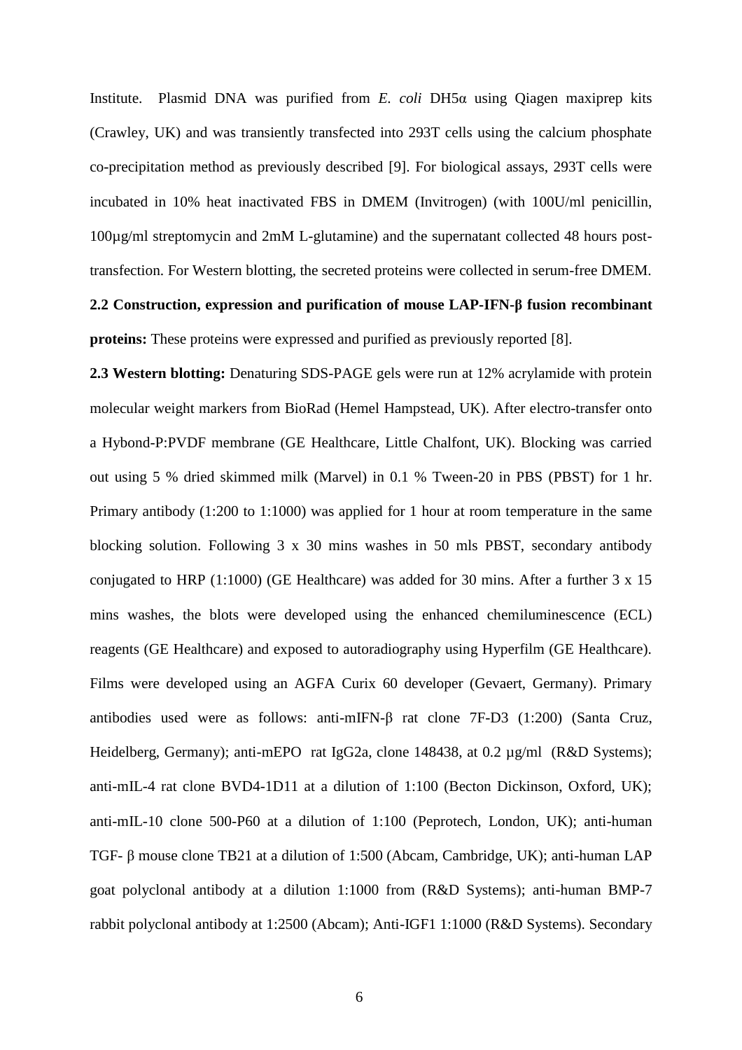Institute. Plasmid DNA was purified from *E. coli* DH5α using Qiagen maxiprep kits (Crawley, UK) and was transiently transfected into 293T cells using the calcium phosphate co-precipitation method as previously described [9]. For biological assays, 293T cells were incubated in 10% heat inactivated FBS in DMEM (Invitrogen) (with 100U/ml penicillin, 100µg/ml streptomycin and 2mM L-glutamine) and the supernatant collected 48 hours post-transfection. For Western blotting, the secreted proteins were collected in serum-free DMEM.

**2.2 Construction, expression and purification of mouse LAP-IFN-β fusion recombinant proteins:** These proteins were expressed and purified as previously reported [8].

**2.3 Western blotting:** Denaturing SDS-PAGE gels were run at 12% acrylamide with protein molecular weight markers from BioRad (Hemel Hampstead, UK). After electro-transfer onto a Hybond-P:PVDF membrane (GE Healthcare, Little Chalfont, UK). Blocking was carried out using 5 % dried skimmed milk (Marvel) in 0.1 % Tween-20 in PBS (PBST) for 1 hr. Primary antibody (1:200 to 1:1000) was applied for 1 hour at room temperature in the same blocking solution. Following 3 x 30 mins washes in 50 mls PBST, secondary antibody conjugated to HRP (1:1000) (GE Healthcare) was added for 30 mins. After a further 3 x 15 mins washes, the blots were developed using the enhanced chemiluminescence (ECL) reagents (GE Healthcare) and exposed to autoradiography using Hyperfilm (GE Healthcare). Films were developed using an AGFA Curix 60 developer (Gevaert, Germany). Primary antibodies used were as follows: anti-mIFN-β rat clone 7F-D3 (1:200) (Santa Cruz, Heidelberg, Germany); anti-mEPO rat IgG2a, clone 148438, at 0.2 µg/ml (R&D Systems); anti-mIL-4 rat clone BVD4-1D11 at a dilution of 1:100 (Becton Dickinson, Oxford, UK); anti-mIL-10 clone 500-P60 at a dilution of 1:100 (Peprotech, London, UK); anti-human TGF- β mouse clone TB21 at a dilution of 1:500 (Abcam, Cambridge, UK); anti-human LAP goat polyclonal antibody at a dilution 1:1000 from (R&D Systems); anti-human BMP-7 rabbit polyclonal antibody at 1:2500 (Abcam); Anti-IGF1 1:1000 (R&D Systems). Secondary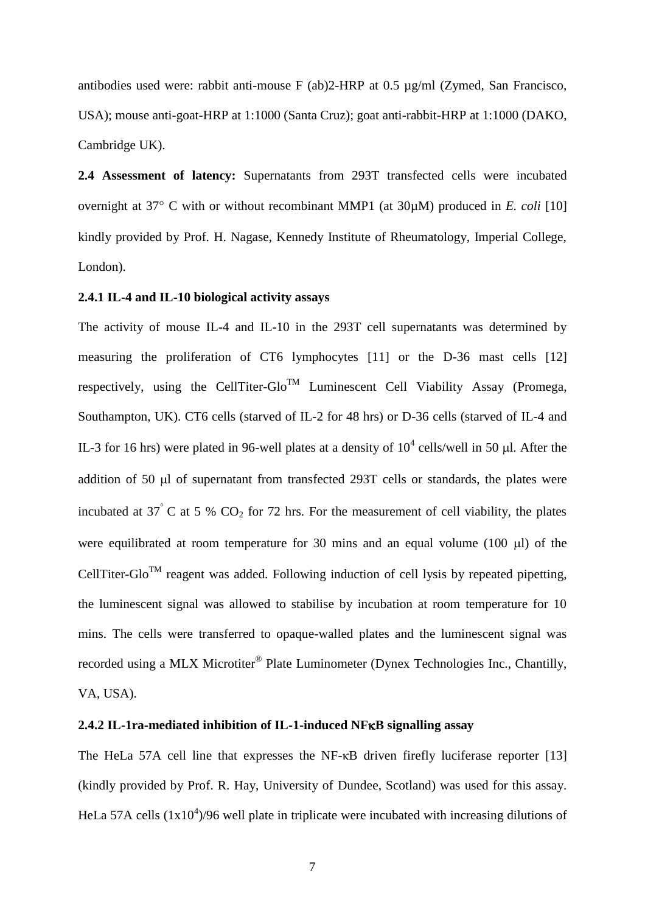antibodies used were: rabbit anti-mouse F (ab)2-HRP at 0.5 µg/ml (Zymed, San Francisco, USA); mouse anti-goat-HRP at 1:1000 (Santa Cruz); goat anti-rabbit-HRP at 1:1000 (DAKO, Cambridge UK).

**2.4 Assessment of latency:** Supernatants from 293T transfected cells were incubated overnight at 37° C with or without recombinant MMP1 (at 30µM) produced in *E. coli* [10] kindly provided by Prof. H. Nagase, Kennedy Institute of Rheumatology, Imperial College, London).

### 2.4.1 IL-4 and IL-10 biological activity assays

The activity of mouse IL-4 and IL-10 in the 293T cell supernatants was determined by measuring the proliferation of CT6 lymphocytes [11] or the D-36 mast cells [12] respectively, using the CellTiter-Glo™ Luminescent Cell Viability Assay (Promega, Southampton, UK). CT6 cells (starved of IL-2 for 48 hrs) or D-36 cells (starved of IL-4 and IL-3 for 16 hrs) were plated in 96-well plates at a density of $10^4$ cells/well in 50 µl. After the addition of 50 µl of supernatant from transfected 293T cells or standards, the plates were incubated at 37° C at 5 % $CO_2$ for 72 hrs. For the measurement of cell viability, the plates were equilibrated at room temperature for 30 mins and an equal volume (100 µl) of the CellTiter-Glo™ reagent was added. Following induction of cell lysis by repeated pipetting, the luminescent signal was allowed to stabilise by incubation at room temperature for 10 mins. The cells were transferred to opaque-walled plates and the luminescent signal was recorded using a MLX Microtiter® Plate Luminometer (Dynex Technologies Inc., Chantilly, VA, USA).

### 2.4.2 IL-1ra-mediated inhibition of IL-1-induced NFκB signalling assay

The HeLa 57A cell line that expresses the NF-κB driven firefly luciferase reporter [13] (kindly provided by Prof. R. Hay, University of Dundee, Scotland) was used for this assay. HeLa 57A cells ($1x10^4$)/96 well plate in triplicate were incubated with increasing dilutions of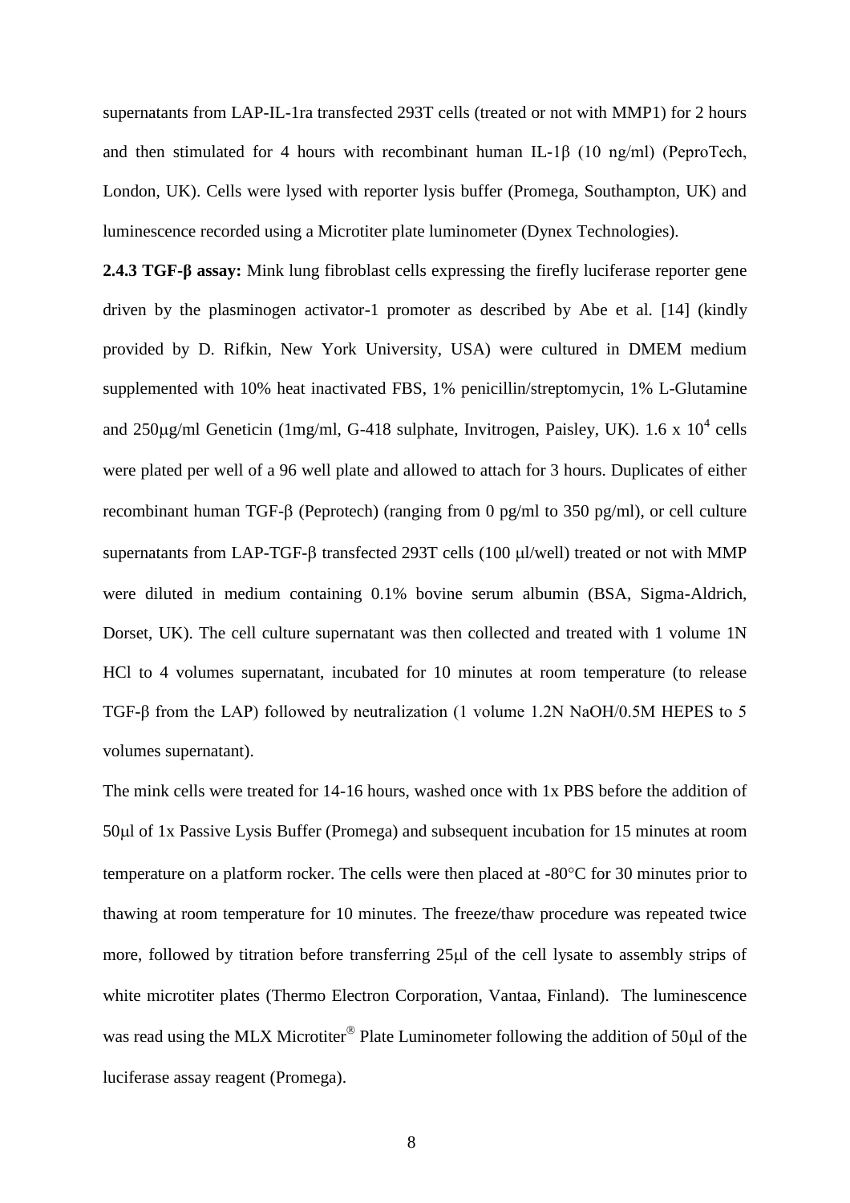supernatants from LAP-IL-1ra transfected 293T cells (treated or not with MMP1) for 2 hours and then stimulated for 4 hours with recombinant human IL-1β (10 ng/ml) (PeproTech, London, UK). Cells were lysed with reporter lysis buffer (Promega, Southampton, UK) and luminescence recorded using a Microtiter plate luminometer (Dynex Technologies).

**2.4.3 TGF-β assay:** Mink lung fibroblast cells expressing the firefly luciferase reporter gene driven by the plasminogen activator-1 promoter as described by Abe et al. [14] (kindly provided by D. Rifkin, New York University, USA) were cultured in DMEM medium supplemented with 10% heat inactivated FBS, 1% penicillin/streptomycin, 1% L-Glutamine and 250μg/ml Geneticin (1mg/ml, G-418 sulphate, Invitrogen, Paisley, UK). 1.6 x $10^4$ cells were plated per well of a 96 well plate and allowed to attach for 3 hours. Duplicates of either recombinant human TGF-β (Peprotech) (ranging from 0 pg/ml to 350 pg/ml), or cell culture supernatants from LAP-TGF-β transfected 293T cells (100 μl/well) treated or not with MMP were diluted in medium containing 0.1% bovine serum albumin (BSA, Sigma-Aldrich, Dorset, UK). The cell culture supernatant was then collected and treated with 1 volume 1N HCl to 4 volumes supernatant, incubated for 10 minutes at room temperature (to release TGF-β from the LAP) followed by neutralization (1 volume 1.2N NaOH/0.5M HEPES to 5 volumes supernatant).

The mink cells were treated for 14-16 hours, washed once with 1x PBS before the addition of 50μl of 1x Passive Lysis Buffer (Promega) and subsequent incubation for 15 minutes at room temperature on a platform rocker. The cells were then placed at -80°C for 30 minutes prior to thawing at room temperature for 10 minutes. The freeze/thaw procedure was repeated twice more, followed by titration before transferring 25μl of the cell lysate to assembly strips of white microtiter plates (Thermo Electron Corporation, Vantaa, Finland). The luminescence was read using the MLX Microtiter® Plate Luminometer following the addition of 50μl of the luciferase assay reagent (Promega).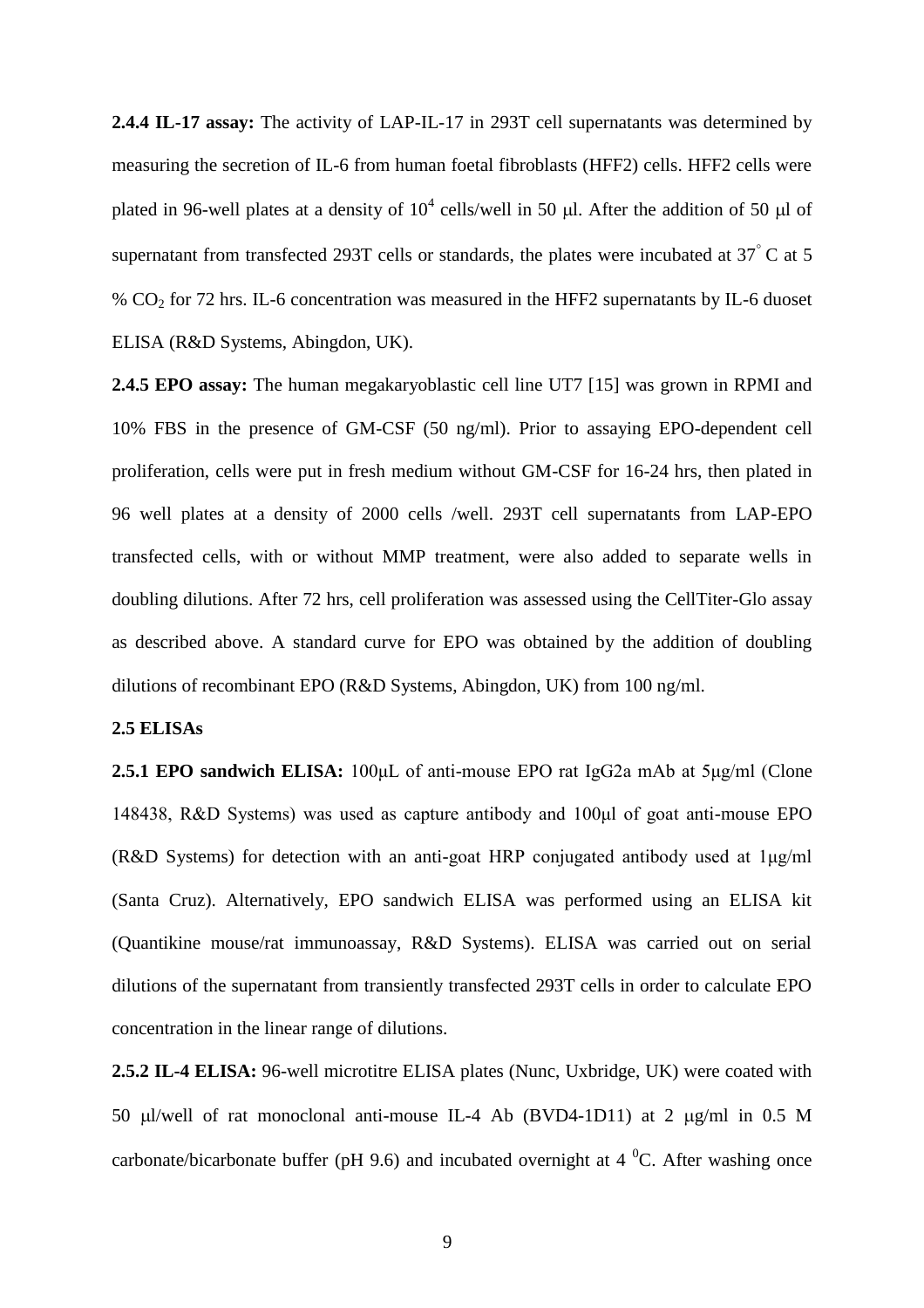**2.4.4 IL-17 assay:** The activity of LAP-IL-17 in 293T cell supernatants was determined by measuring the secretion of IL-6 from human foetal fibroblasts (HFF2) cells. HFF2 cells were plated in 96-well plates at a density of $10^4$ cells/well in 50 μl. After the addition of 50 μl of supernatant from transfected 293T cells or standards, the plates were incubated at 37° C at 5 % $CO_2$ for 72 hrs. IL-6 concentration was measured in the HFF2 supernatants by IL-6 duoset ELISA (R&D Systems, Abingdon, UK).

**2.4.5 EPO assay:** The human megakaryoblastic cell line UT7 [15] was grown in RPMI and 10% FBS in the presence of GM-CSF (50 ng/ml). Prior to assaying EPO-dependent cell proliferation, cells were put in fresh medium without GM-CSF for 16-24 hrs, then plated in 96 well plates at a density of 2000 cells /well. 293T cell supernatants from LAP-EPO transfected cells, with or without MMP treatment, were also added to separate wells in doubling dilutions. After 72 hrs, cell proliferation was assessed using the CellTiter-Glo assay as described above. A standard curve for EPO was obtained by the addition of doubling dilutions of recombinant EPO (R&D Systems, Abingdon, UK) from 100 ng/ml.

**2.5 ELISAs**

**2.5.1 EPO sandwich ELISA:** 100μL of anti-mouse EPO rat IgG2a mAb at 5μg/ml (Clone 148438, R&D Systems) was used as capture antibody and 100μl of goat anti-mouse EPO (R&D Systems) for detection with an anti-goat HRP conjugated antibody used at 1μg/ml (Santa Cruz). Alternatively, EPO sandwich ELISA was performed using an ELISA kit (Quantikine mouse/rat immunoassay, R&D Systems). ELISA was carried out on serial dilutions of the supernatant from transiently transfected 293T cells in order to calculate EPO concentration in the linear range of dilutions.

**2.5.2 IL-4 ELISA:** 96-well microtitre ELISA plates (Nunc, Uxbridge, UK) were coated with 50 μl/well of rat monoclonal anti-mouse IL-4 Ab (BVD4-1D11) at 2 μg/ml in 0.5 M carbonate/bicarbonate buffer (pH 9.6) and incubated overnight at 4 $^0$C. After washing once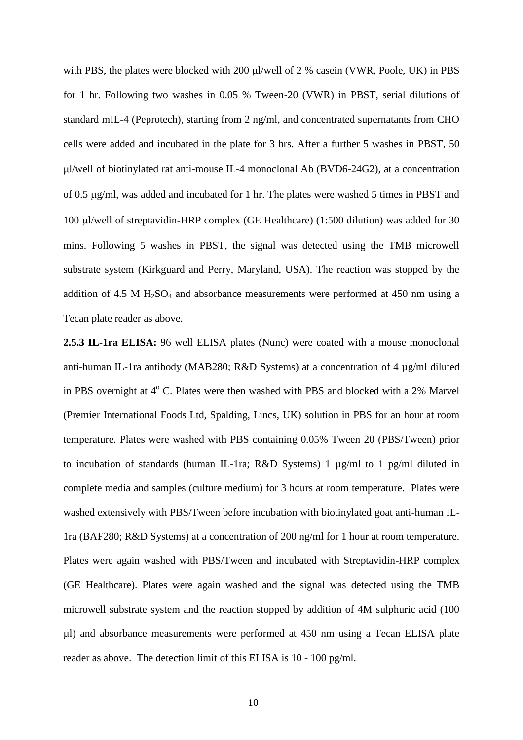with PBS, the plates were blocked with 200 μl/well of 2 % casein (VWR, Poole, UK) in PBS for 1 hr. Following two washes in 0.05 % Tween-20 (VWR) in PBST, serial dilutions of standard mIL-4 (Peprotech), starting from 2 ng/ml, and concentrated supernatants from CHO cells were added and incubated in the plate for 3 hrs. After a further 5 washes in PBST, 50 μl/well of biotinylated rat anti-mouse IL-4 monoclonal Ab (BVD6-24G2), at a concentration of 0.5 μg/ml, was added and incubated for 1 hr. The plates were washed 5 times in PBST and 100 μl/well of streptavidin-HRP complex (GE Healthcare) (1:500 dilution) was added for 30 mins. Following 5 washes in PBST, the signal was detected using the TMB microwell substrate system (Kirkguard and Perry, Maryland, USA). The reaction was stopped by the addition of 4.5 M $H_2SO_4$ and absorbance measurements were performed at 450 nm using a Tecan plate reader as above.

**2.5.3 IL-1ra ELISA:** 96 well ELISA plates (Nunc) were coated with a mouse monoclonal anti-human IL-1ra antibody (MAB280; R&D Systems) at a concentration of 4 µg/ml diluted in PBS overnight at $4^o$ C. Plates were then washed with PBS and blocked with a 2% Marvel (Premier International Foods Ltd, Spalding, Lincs, UK) solution in PBS for an hour at room temperature. Plates were washed with PBS containing 0.05% Tween 20 (PBS/Tween) prior to incubation of standards (human IL-1ra; R&D Systems) 1 µg/ml to 1 pg/ml diluted in complete media and samples (culture medium) for 3 hours at room temperature. Plates were washed extensively with PBS/Tween before incubation with biotinylated goat anti-human IL-1ra (BAF280; R&D Systems) at a concentration of 200 ng/ml for 1 hour at room temperature. Plates were again washed with PBS/Tween and incubated with Streptavidin-HRP complex (GE Healthcare). Plates were again washed and the signal was detected using the TMB microwell substrate system and the reaction stopped by addition of 4M sulphuric acid (100 µl) and absorbance measurements were performed at 450 nm using a Tecan ELISA plate reader as above. The detection limit of this ELISA is 10 - 100 pg/ml.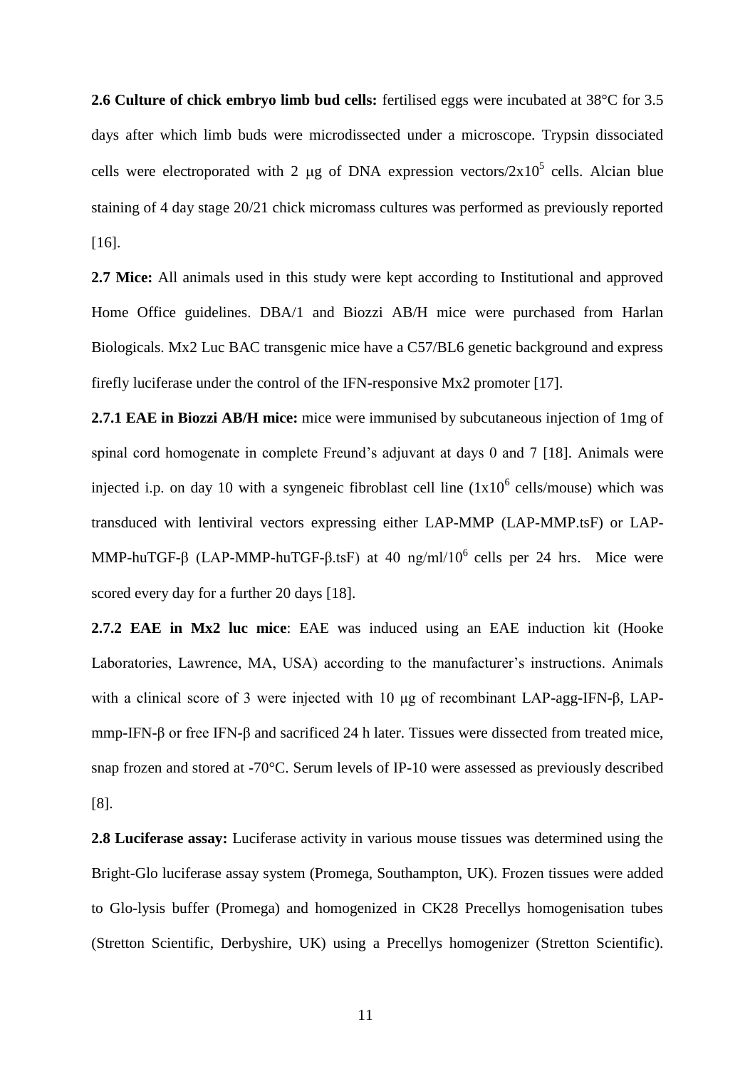**2.6 Culture of chick embryo limb bud cells:** fertilised eggs were incubated at 38°C for 3.5 days after which limb buds were microdissected under a microscope. Trypsin dissociated cells were electroporated with 2 μg of DNA expression vectors/$2x10^5$ cells. Alcian blue staining of 4 day stage 20/21 chick micromass cultures was performed as previously reported [16].

**2.7 Mice:** All animals used in this study were kept according to Institutional and approved Home Office guidelines. DBA/1 and Biozzi AB/H mice were purchased from Harlan Biologicals. Mx2 Luc BAC transgenic mice have a C57/BL6 genetic background and express firefly luciferase under the control of the IFN-responsive Mx2 promoter [17].

**2.7.1 EAE in Biozzi AB/H mice:** mice were immunised by subcutaneous injection of 1mg of spinal cord homogenate in complete Freund's adjuvant at days 0 and 7 [18]. Animals were injected i.p. on day 10 with a syngeneic fibroblast cell line ($1x10^6$ cells/mouse) which was transduced with lentiviral vectors expressing either LAP-MMP (LAP-MMP.tsF) or LAP-MMP-huTGF-β (LAP-MMP-huTGF-β.tsF) at 40 ng/ml/$10^6$ cells per 24 hrs. Mice were scored every day for a further 20 days [18].

**2.7.2 EAE in Mx2 luc mice**: EAE was induced using an EAE induction kit (Hooke Laboratories, Lawrence, MA, USA) according to the manufacturer's instructions. Animals with a clinical score of 3 were injected with 10 μg of recombinant LAP-agg-IFN-β, LAP-mmp-IFN-β or free IFN-β and sacrificed 24 h later. Tissues were dissected from treated mice, snap frozen and stored at -70°C. Serum levels of IP-10 were assessed as previously described [8].

**2.8 Luciferase assay:** Luciferase activity in various mouse tissues was determined using the Bright-Glo luciferase assay system (Promega, Southampton, UK). Frozen tissues were added to Glo-lysis buffer (Promega) and homogenized in CK28 Precellys homogenisation tubes (Stretton Scientific, Derbyshire, UK) using a Precellys homogenizer (Stretton Scientific).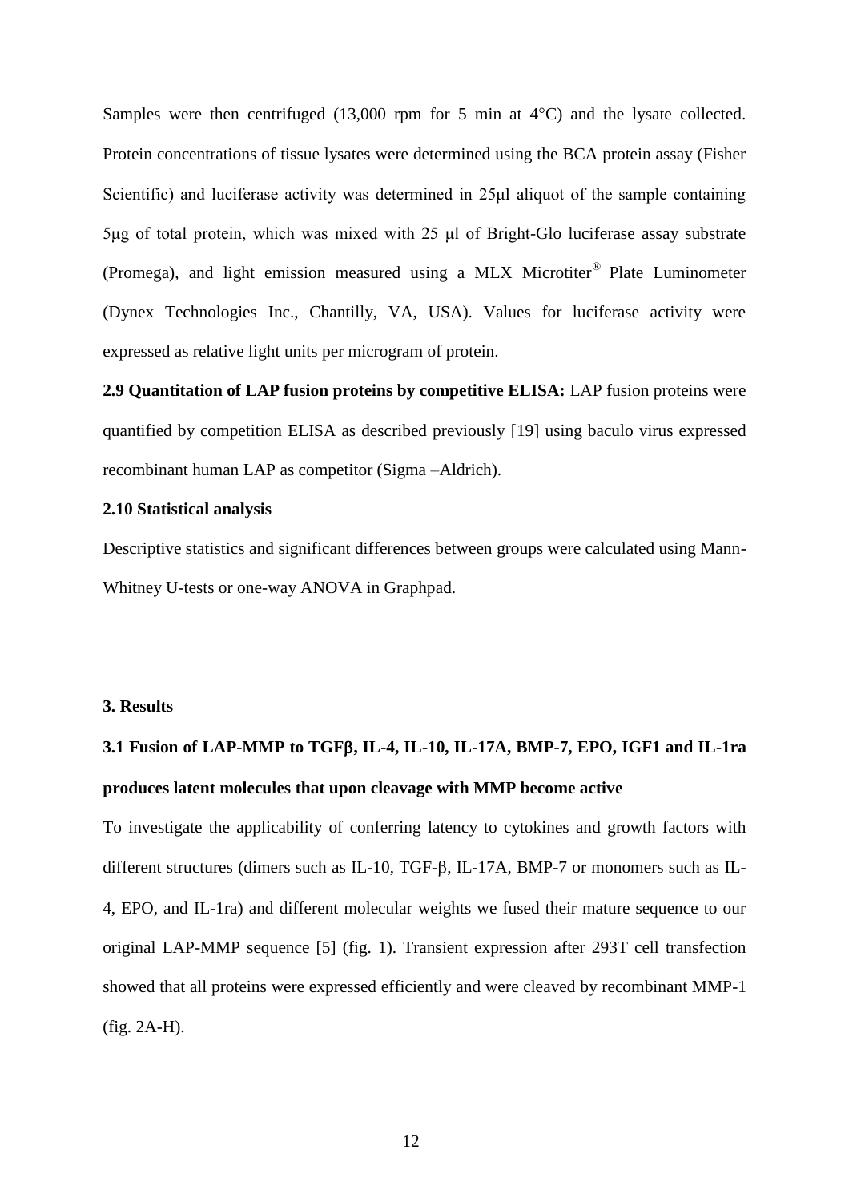Samples were then centrifuged (13,000 rpm for 5 min at 4°C) and the lysate collected. Protein concentrations of tissue lysates were determined using the BCA protein assay (Fisher Scientific) and luciferase activity was determined in 25μl aliquot of the sample containing 5μg of total protein, which was mixed with 25 μl of Bright-Glo luciferase assay substrate (Promega), and light emission measured using a MLX Microtiter® Plate Luminometer (Dynex Technologies Inc., Chantilly, VA, USA). Values for luciferase activity were expressed as relative light units per microgram of protein.

**2.9 Quantitation of LAP fusion proteins by competitive ELISA:** LAP fusion proteins were quantified by competition ELISA as described previously [19] using baculo virus expressed recombinant human LAP as competitor (Sigma –Aldrich).

**2.10 Statistical analysis**

Descriptive statistics and significant differences between groups were calculated using Mann-Whitney U-tests or one-way ANOVA in Graphpad.

## 3. Results

### 3.1 Fusion of LAP-MMP to TGFβ, IL-4, IL-10, IL-17A, BMP-7, EPO, IGF1 and IL-1ra produces latent molecules that upon cleavage with MMP become active

To investigate the applicability of conferring latency to cytokines and growth factors with different structures (dimers such as IL-10, TGF-β, IL-17A, BMP-7 or monomers such as IL-4, EPO, and IL-1ra) and different molecular weights we fused their mature sequence to our original LAP-MMP sequence [5] (fig. 1). Transient expression after 293T cell transfection showed that all proteins were expressed efficiently and were cleaved by recombinant MMP-1 (fig. 2A-H).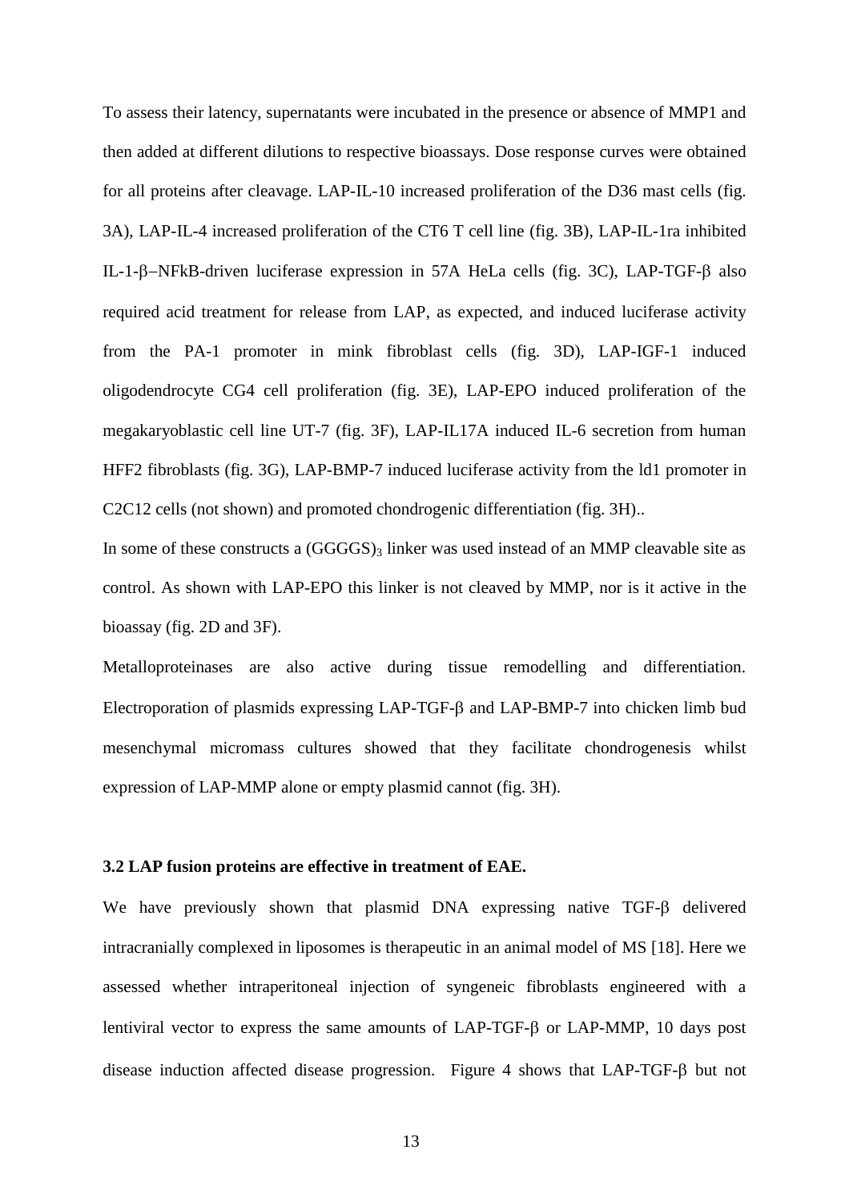To assess their latency, supernatants were incubated in the presence or absence of MMP1 and then added at different dilutions to respective bioassays. Dose response curves were obtained for all proteins after cleavage. LAP-IL-10 increased proliferation of the D36 mast cells (fig. 3A), LAP-IL-4 increased proliferation of the CT6 T cell line (fig. 3B), LAP-IL-1ra inhibited IL-1-β−NFkB-driven luciferase expression in 57A HeLa cells (fig. 3C), LAP-TGF-β also required acid treatment for release from LAP, as expected, and induced luciferase activity from the PA-1 promoter in mink fibroblast cells (fig. 3D), LAP-IGF-1 induced oligodendrocyte CG4 cell proliferation (fig. 3E), LAP-EPO induced proliferation of the megakaryoblastic cell line UT-7 (fig. 3F), LAP-IL17A induced IL-6 secretion from human HFF2 fibroblasts (fig. 3G), LAP-BMP-7 induced luciferase activity from the ld1 promoter in C2C12 cells (not shown) and promoted chondrogenic differentiation (fig. 3H)..

In some of these constructs a $(GGGGS)_3$ linker was used instead of an MMP cleavable site as control. As shown with LAP-EPO this linker is not cleaved by MMP, nor is it active in the bioassay (fig. 2D and 3F).

Metalloproteinases are also active during tissue remodelling and differentiation. Electroporation of plasmids expressing LAP-TGF-β and LAP-BMP-7 into chicken limb bud mesenchymal micromass cultures showed that they facilitate chondrogenesis whilst expression of LAP-MMP alone or empty plasmid cannot (fig. 3H).

### 3.2 LAP fusion proteins are effective in treatment of EAE.

We have previously shown that plasmid DNA expressing native TGF-β delivered intracranially complexed in liposomes is therapeutic in an animal model of MS [18]. Here we assessed whether intraperitoneal injection of syngeneic fibroblasts engineered with a lentiviral vector to express the same amounts of LAP-TGF-β or LAP-MMP, 10 days post disease induction affected disease progression. Figure 4 shows that LAP-TGF-β but not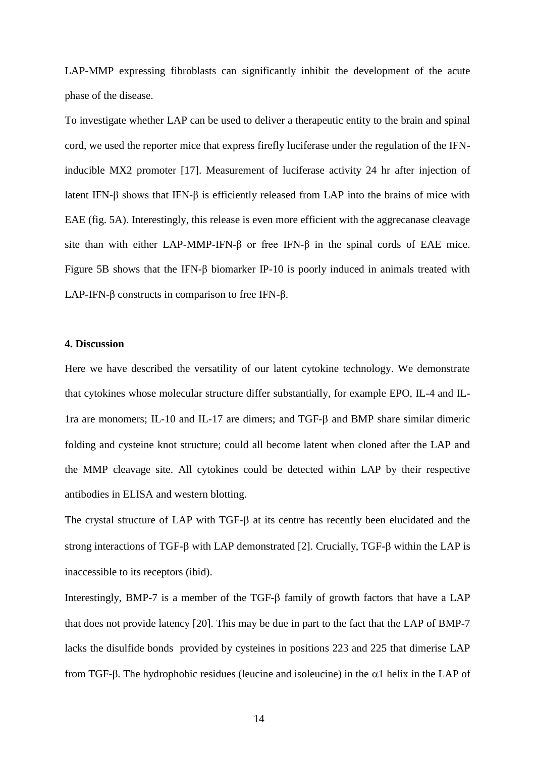LAP-MMP expressing fibroblasts can significantly inhibit the development of the acute phase of the disease.

To investigate whether LAP can be used to deliver a therapeutic entity to the brain and spinal cord, we used the reporter mice that express firefly luciferase under the regulation of the IFN-inducible MX2 promoter [17]. Measurement of luciferase activity 24 hr after injection of latent IFN-β shows that IFN-β is efficiently released from LAP into the brains of mice with EAE (fig. 5A). Interestingly, this release is even more efficient with the aggrecanase cleavage site than with either LAP-MMP-IFN-β or free IFN-β in the spinal cords of EAE mice. Figure 5B shows that the IFN-β biomarker IP-10 is poorly induced in animals treated with LAP-IFN-β constructs in comparison to free IFN-β.

#### 4. Discussion

Here we have described the versatility of our latent cytokine technology. We demonstrate that cytokines whose molecular structure differ substantially, for example EPO, IL-4 and IL-1ra are monomers; IL-10 and IL-17 are dimers; and TGF-β and BMP share similar dimeric folding and cysteine knot structure; could all become latent when cloned after the LAP and the MMP cleavage site. All cytokines could be detected within LAP by their respective antibodies in ELISA and western blotting.

The crystal structure of LAP with TGF-β at its centre has recently been elucidated and the strong interactions of TGF-β with LAP demonstrated [2]. Crucially, TGF-β within the LAP is inaccessible to its receptors (ibid).

Interestingly, BMP-7 is a member of the TGF-β family of growth factors that have a LAP that does not provide latency [20]. This may be due in part to the fact that the LAP of BMP-7 lacks the disulfide bonds provided by cysteines in positions 223 and 225 that dimerise LAP from TGF-β. The hydrophobic residues (leucine and isoleucine) in the α1 helix in the LAP of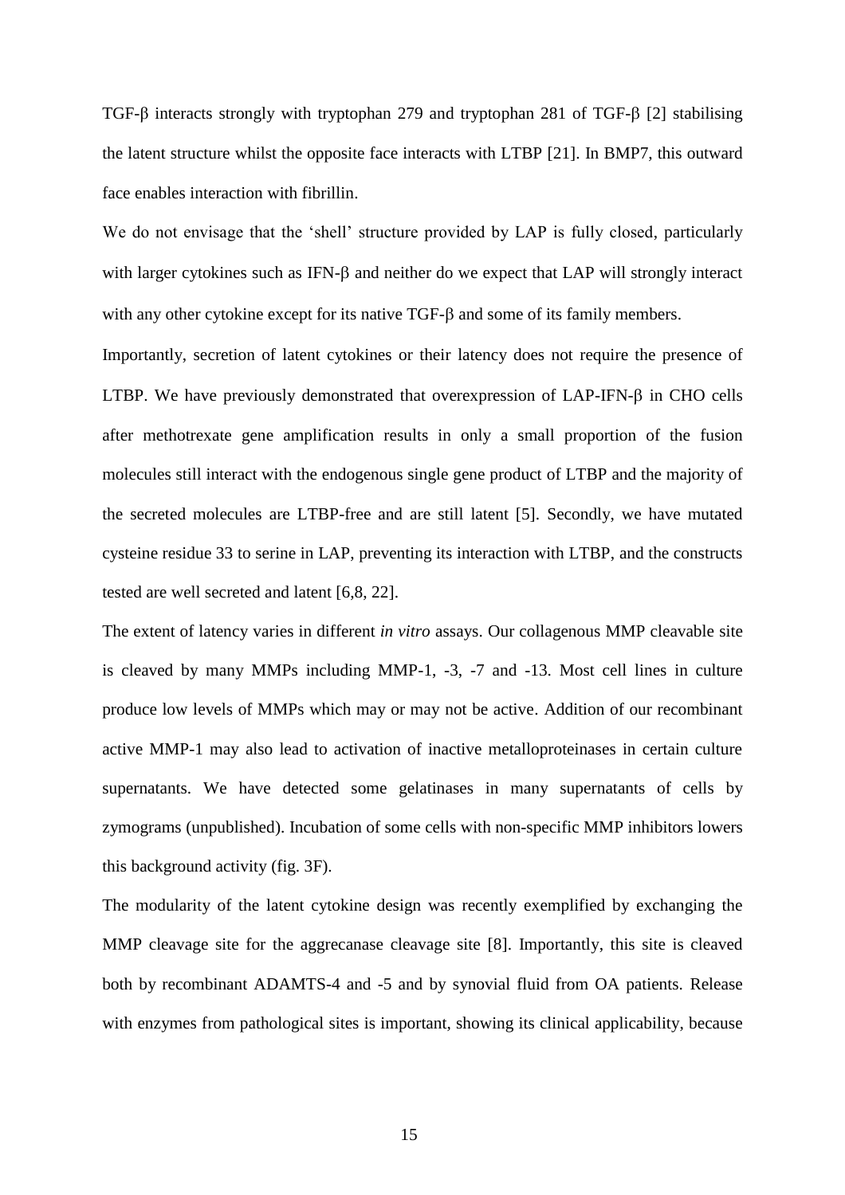TGF-β interacts strongly with tryptophan 279 and tryptophan 281 of TGF-β [2] stabilising the latent structure whilst the opposite face interacts with LTBP [21]. In BMP7, this outward face enables interaction with fibrillin.

We do not envisage that the 'shell' structure provided by LAP is fully closed, particularly with larger cytokines such as IFN-β and neither do we expect that LAP will strongly interact with any other cytokine except for its native TGF-β and some of its family members.

Importantly, secretion of latent cytokines or their latency does not require the presence of LTBP. We have previously demonstrated that overexpression of LAP-IFN-β in CHO cells after methotrexate gene amplification results in only a small proportion of the fusion molecules still interact with the endogenous single gene product of LTBP and the majority of the secreted molecules are LTBP-free and are still latent [5]. Secondly, we have mutated cysteine residue 33 to serine in LAP, preventing its interaction with LTBP, and the constructs tested are well secreted and latent [6,8, 22].

The extent of latency varies in different *in vitro* assays. Our collagenous MMP cleavable site is cleaved by many MMPs including MMP-1, -3, -7 and -13. Most cell lines in culture produce low levels of MMPs which may or may not be active. Addition of our recombinant active MMP-1 may also lead to activation of inactive metalloproteinases in certain culture supernatants. We have detected some gelatinases in many supernatants of cells by zymograms (unpublished). Incubation of some cells with non-specific MMP inhibitors lowers this background activity (fig. 3F).

The modularity of the latent cytokine design was recently exemplified by exchanging the MMP cleavage site for the aggrecanase cleavage site [8]. Importantly, this site is cleaved both by recombinant ADAMTS-4 and -5 and by synovial fluid from OA patients. Release with enzymes from pathological sites is important, showing its clinical applicability, because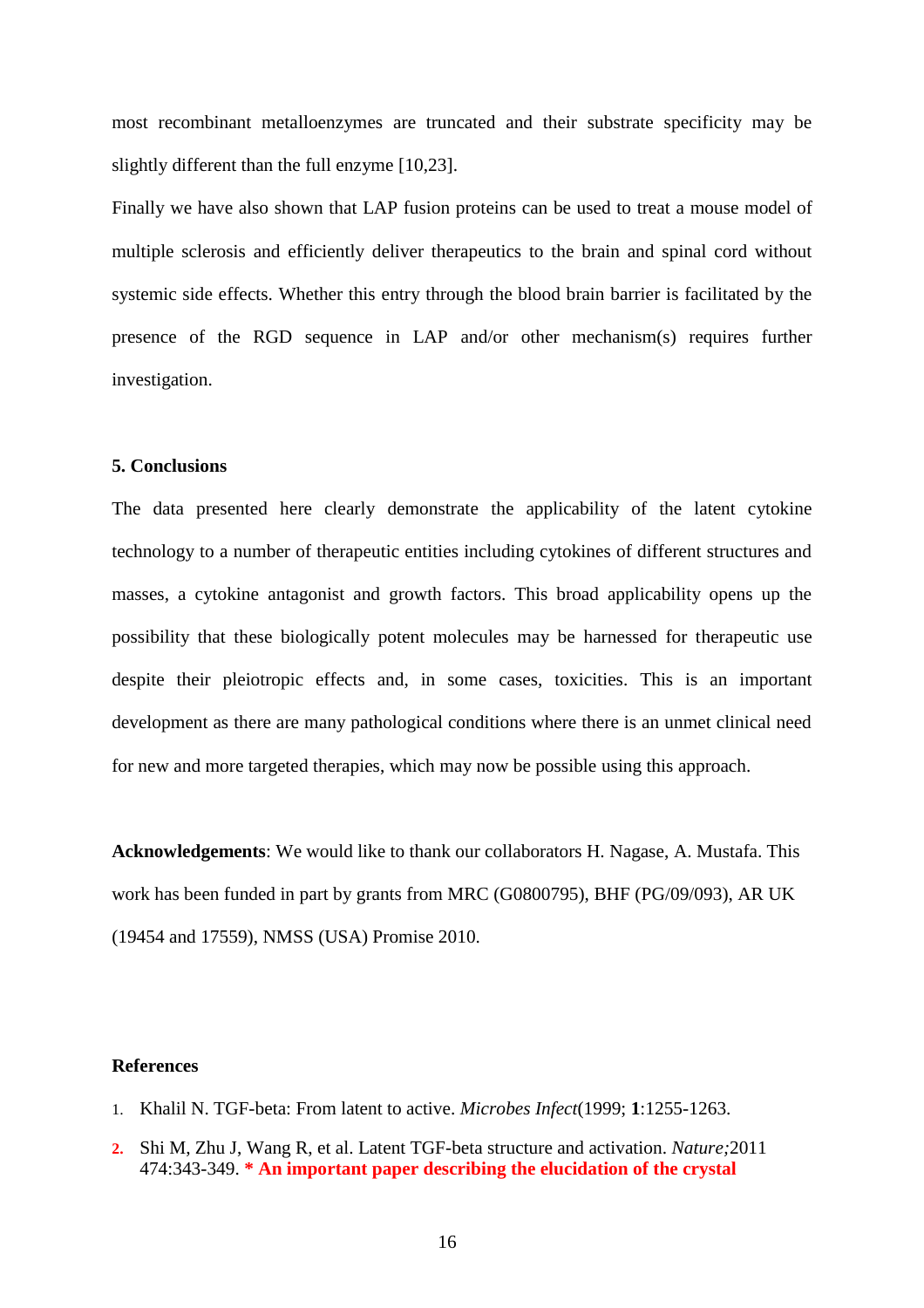most recombinant metalloenzymes are truncated and their substrate specificity may be slightly different than the full enzyme [10,23].

Finally we have also shown that LAP fusion proteins can be used to treat a mouse model of multiple sclerosis and efficiently deliver therapeutics to the brain and spinal cord without systemic side effects. Whether this entry through the blood brain barrier is facilitated by the presence of the RGD sequence in LAP and/or other mechanism(s) requires further investigation.

## 5. Conclusions

The data presented here clearly demonstrate the applicability of the latent cytokine technology to a number of therapeutic entities including cytokines of different structures and masses, a cytokine antagonist and growth factors. This broad applicability opens up the possibility that these biologically potent molecules may be harnessed for therapeutic use despite their pleiotropic effects and, in some cases, toxicities. This is an important development as there are many pathological conditions where there is an unmet clinical need for new and more targeted therapies, which may now be possible using this approach.

**Acknowledgements**: We would like to thank our collaborators H. Nagase, A. Mustafa. This work has been funded in part by grants from MRC (G0800795), BHF (PG/09/093), AR UK (19454 and 17559), NMSS (USA) Promise 2010.

## References

1. Khalil N. TGF-beta: From latent to active. *Microbes Infect*(1999; **1**:1255-1263.
2. Shi M, Zhu J, Wang R, et al. Latent TGF-beta structure and activation. *Nature;*2011 474:343-349. **\* An important paper describing the elucidation of the crystal**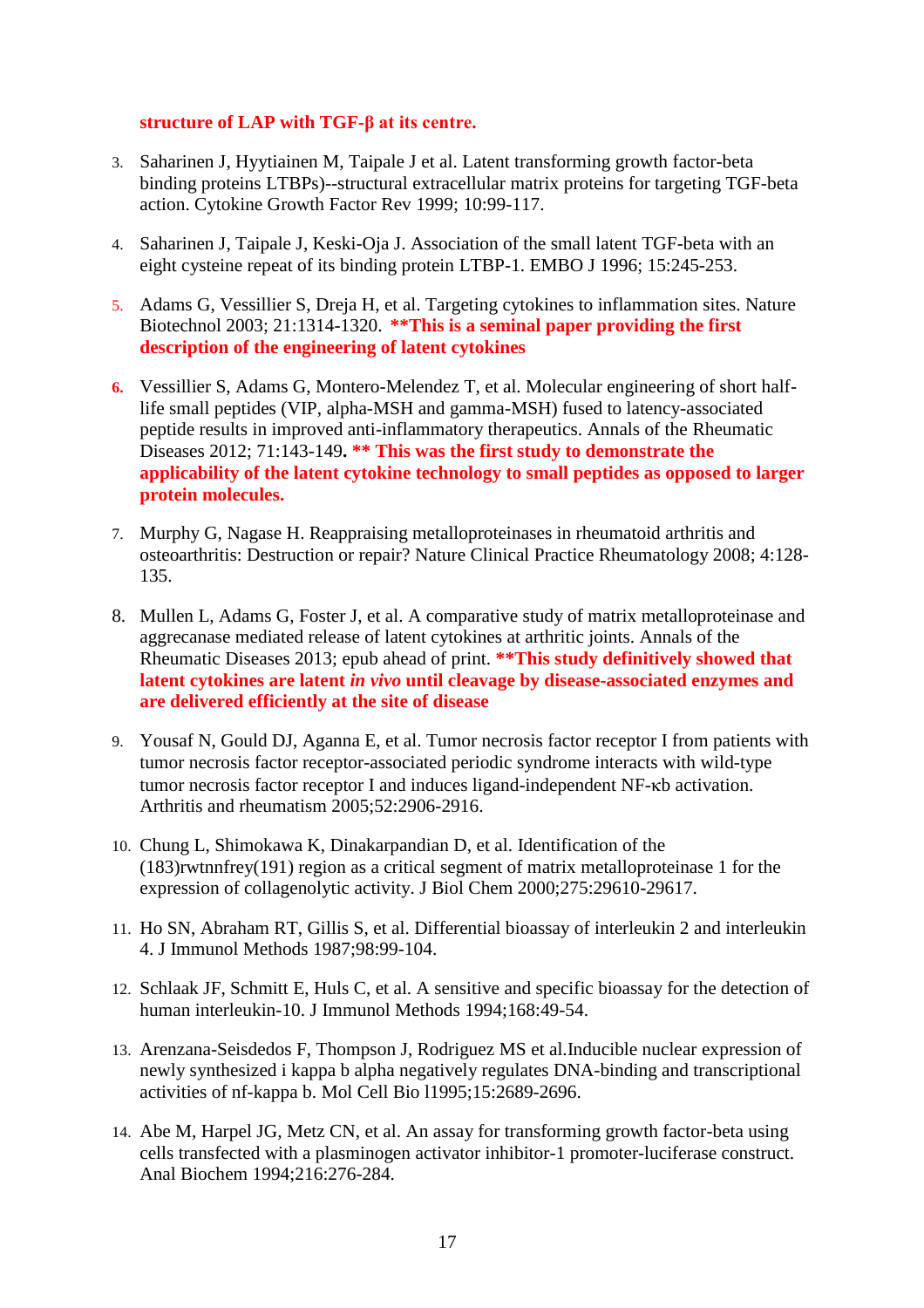**structure of LAP with TGF-β at its centre.**

3. Saharinen J, Hyytiainen M, Taipale J et al. Latent transforming growth factor-beta binding proteins LTBPs)--structural extracellular matrix proteins for targeting TGF-beta action. Cytokine Growth Factor Rev 1999; 10:99-117.

4. Saharinen J, Taipale J, Keski-Oja J. Association of the small latent TGF-beta with an eight cysteine repeat of its binding protein LTBP-1. EMBO J 1996; 15:245-253.

5. Adams G, Vessillier S, Dreja H, et al. Targeting cytokines to inflammation sites. Nature Biotechnol 2003; 21:1314-1320. **\*\*This is a seminal paper providing the first description of the engineering of latent cytokines**

6. Vessillier S, Adams G, Montero-Melendez T, et al. Molecular engineering of short half-life small peptides (VIP, alpha-MSH and gamma-MSH) fused to latency-associated peptide results in improved anti-inflammatory therapeutics. Annals of the Rheumatic Diseases 2012; 71:143-149**. \*\* This was the first study to demonstrate the applicability of the latent cytokine technology to small peptides as opposed to larger protein molecules.**

7. Murphy G, Nagase H. Reappraising metalloproteinases in rheumatoid arthritis and osteoarthritis: Destruction or repair? Nature Clinical Practice Rheumatology 2008; 4:128-135.

8. Mullen L, Adams G, Foster J, et al. A comparative study of matrix metalloproteinase and aggrecanase mediated release of latent cytokines at arthritic joints. Annals of the Rheumatic Diseases 2013; epub ahead of print. **\*\*This study definitively showed that latent cytokines are latent *in vivo* until cleavage by disease-associated enzymes and are delivered efficiently at the site of disease**

9. Yousaf N, Gould DJ, Aganna E, et al. Tumor necrosis factor receptor I from patients with tumor necrosis factor receptor-associated periodic syndrome interacts with wild-type tumor necrosis factor receptor I and induces ligand-independent NF-κb activation. Arthritis and rheumatism 2005;52:2906-2916.

10. Chung L, Shimokawa K, Dinakarpandian D, et al. Identification of the (183)rwtnnfrey(191) region as a critical segment of matrix metalloproteinase 1 for the expression of collagenolytic activity. J Biol Chem 2000;275:29610-29617.

11. Ho SN, Abraham RT, Gillis S, et al. Differential bioassay of interleukin 2 and interleukin 4. J Immunol Methods 1987;98:99-104.

12. Schlaak JF, Schmitt E, Huls C, et al. A sensitive and specific bioassay for the detection of human interleukin-10. J Immunol Methods 1994;168:49-54.

13. Arenzana-Seisdedos F, Thompson J, Rodriguez MS et al.Inducible nuclear expression of newly synthesized i kappa b alpha negatively regulates DNA-binding and transcriptional activities of nf-kappa b. Mol Cell Bio l1995;15:2689-2696.

14. Abe M, Harpel JG, Metz CN, et al. An assay for transforming growth factor-beta using cells transfected with a plasminogen activator inhibitor-1 promoter-luciferase construct. Anal Biochem 1994;216:276-284.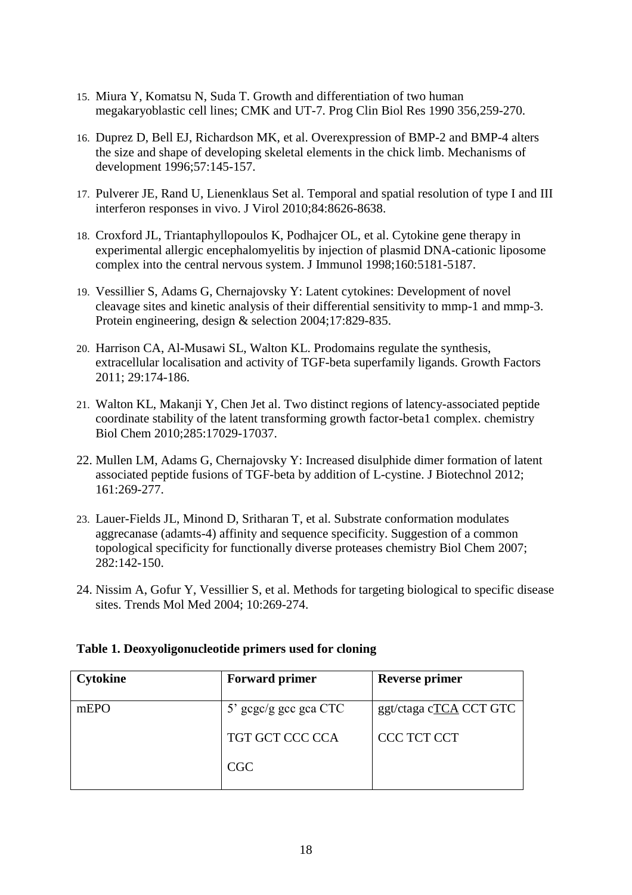15. Miura Y, Komatsu N, Suda T. Growth and differentiation of two human megakaryoblastic cell lines; CMK and UT-7. Prog Clin Biol Res 1990 356,259-270.

16. Duprez D, Bell EJ, Richardson MK, et al. Overexpression of BMP-2 and BMP-4 alters the size and shape of developing skeletal elements in the chick limb. Mechanisms of development 1996;57:145-157.

17. Pulverer JE, Rand U, Lienenklaus Set al. Temporal and spatial resolution of type I and III interferon responses in vivo. J Virol 2010;84:8626-8638.

18. Croxford JL, Triantaphyllopoulos K, Podhajcer OL, et al. Cytokine gene therapy in experimental allergic encephalomyelitis by injection of plasmid DNA-cationic liposome complex into the central nervous system. J Immunol 1998;160:5181-5187.

19. Vessillier S, Adams G, Chernajovsky Y: Latent cytokines: Development of novel cleavage sites and kinetic analysis of their differential sensitivity to mmp-1 and mmp-3. Protein engineering, design & selection 2004;17:829-835.

20. Harrison CA, Al-Musawi SL, Walton KL. Prodomains regulate the synthesis, extracellular localisation and activity of TGF-beta superfamily ligands. Growth Factors 2011; 29:174-186.

21. Walton KL, Makanji Y, Chen Jet al. Two distinct regions of latency-associated peptide coordinate stability of the latent transforming growth factor-beta1 complex. chemistry Biol Chem 2010;285:17029-17037.

22. Mullen LM, Adams G, Chernajovsky Y: Increased disulphide dimer formation of latent associated peptide fusions of TGF-beta by addition of L-cystine. J Biotechnol 2012; 161:269-277.

23. Lauer-Fields JL, Minond D, Sritharan T, et al. Substrate conformation modulates aggrecanase (adamts-4) affinity and sequence specificity. Suggestion of a common topological specificity for functionally diverse proteases chemistry Biol Chem 2007; 282:142-150.

24. Nissim A, Gofur Y, Vessillier S, et al. Methods for targeting biological to specific disease sites. Trends Mol Med 2004; 10:269-274.

**Table 1. Deoxyoligonucleotide primers used for cloning**

| Cytokine | Forward primer | Reverse primer |
|---|---|---|
| mEPO | 5' gcgc/g gcc gca CTC TGT GCT CCC CCA CGC | ggt/ctaga cTCA CCT GTC CCC TCT CCT |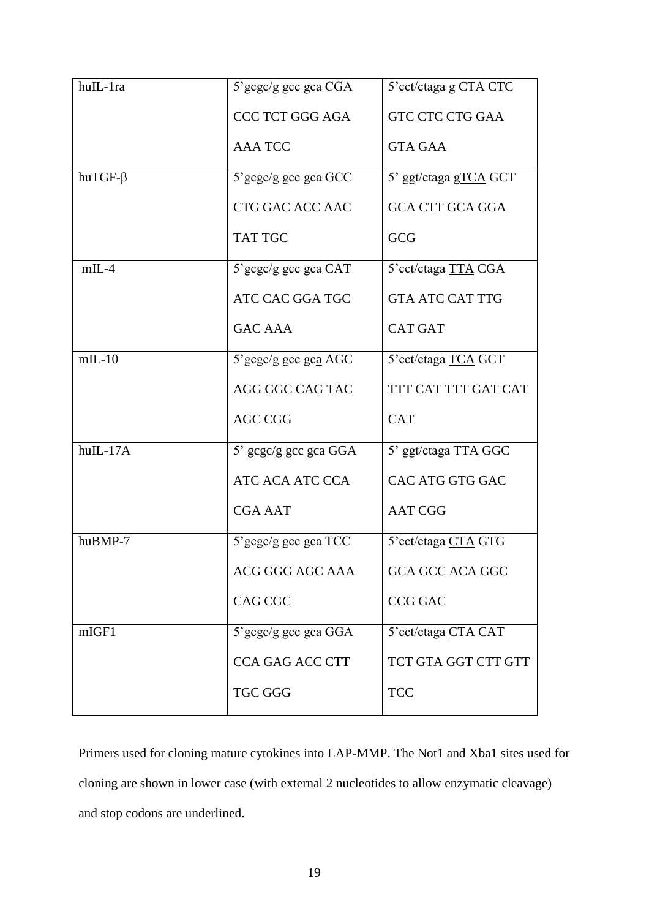| huIL-1ra | 5'gcgc/g gcc gca CGA CCC TCT GGG AGA AAA TCC | 5'cct/ctaga g CTA CTC GTC CTC CTG GAA GTA GAA |
|---|---|---|
| huTGF-β | 5'gcgc/g gcc gca GCC CTG GAC ACC AAC TAT TGC | 5' ggt/ctaga gTCA GCT GCA CTT GCA GGA GCG |
| mIL-4 | 5'gcgc/g gcc gca CAT ATC CAC GGA TGC GAC AAA | 5'cct/ctaga TTA CGA GTA ATC CAT TTG CAT GAT |
| mIL-10 | 5'gcgc/g gcc gca AGC AGG GGC CAG TAC AGC CGG | 5'cct/ctaga TCA GCT TTT CAT TTT GAT CAT CAT |
| huIL-17A | 5' gcgc/g gcc gca GGA ATC ACA ATC CCA CGA AAT | 5' ggt/ctaga TTA GGC CAC ATG GTG GAC AAT CGG |
| huBMP-7 | 5'gcgc/g gcc gca TCC ACG GGG AGC AAA CAG CGC | 5'cct/ctaga CTA GTG GCA GCC ACA GGC CCG GAC |
| mIGF1 | 5'gcgc/g gcc gca GGA CCA GAG ACC CTT TGC GGG | 5'cct/ctaga CTA CAT TCT GTA GGT CTT GTT TCC |

Primers used for cloning mature cytokines into LAP-MMP. The Not1 and Xba1 sites used for cloning are shown in lower case (with external 2 nucleotides to allow enzymatic cleavage) and stop codons are underlined.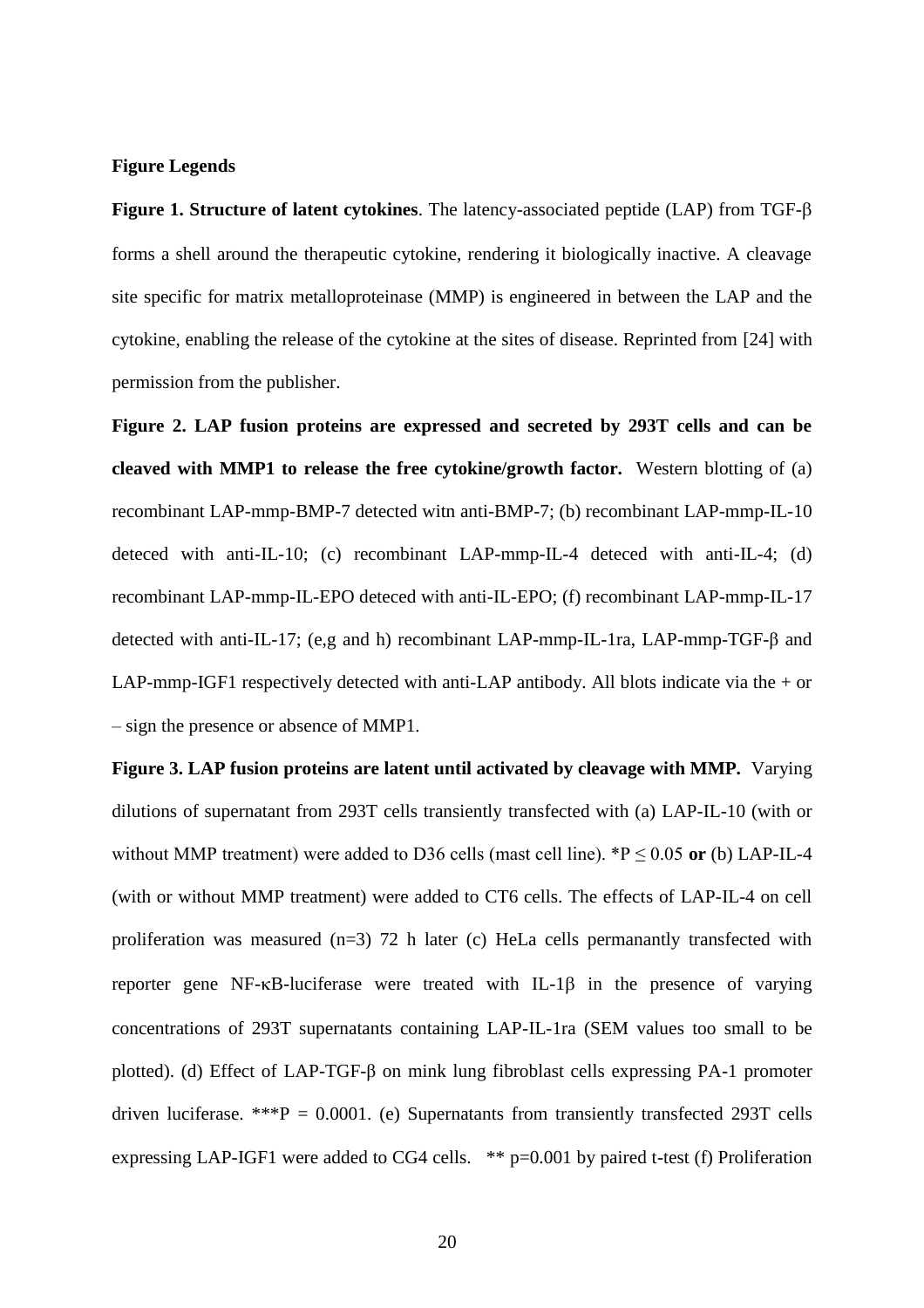**Figure Legends**

**Figure 1. Structure of latent cytokines**. The latency-associated peptide (LAP) from TGF-β forms a shell around the therapeutic cytokine, rendering it biologically inactive. A cleavage site specific for matrix metalloproteinase (MMP) is engineered in between the LAP and the cytokine, enabling the release of the cytokine at the sites of disease. Reprinted from [24] with permission from the publisher.

**Figure 2. LAP fusion proteins are expressed and secreted by 293T cells and can be cleaved with MMP1 to release the free cytokine/growth factor.** Western blotting of (a) recombinant LAP-mmp-BMP-7 detected witn anti-BMP-7; (b) recombinant LAP-mmp-IL-10 deteced with anti-IL-10; (c) recombinant LAP-mmp-IL-4 deteced with anti-IL-4; (d) recombinant LAP-mmp-IL-EPO deteced with anti-IL-EPO; (f) recombinant LAP-mmp-IL-17 detected with anti-IL-17; (e,g and h) recombinant LAP-mmp-IL-1ra, LAP-mmp-TGF-β and LAP-mmp-IGF1 respectively detected with anti-LAP antibody. All blots indicate via the + or – sign the presence or absence of MMP1.

**Figure 3. LAP fusion proteins are latent until activated by cleavage with MMP.** Varying dilutions of supernatant from 293T cells transiently transfected with (a) LAP-IL-10 (with or without MMP treatment) were added to D36 cells (mast cell line). $^{*}P \leq 0.05$ **or** (b) LAP-IL-4 (with or without MMP treatment) were added to CT6 cells. The effects of LAP-IL-4 on cell proliferation was measured (n=3) 72 h later (c) HeLa cells permanantly transfected with reporter gene NF-κB-luciferase were treated with IL-1β in the presence of varying concentrations of 293T supernatants containing LAP-IL-1ra (SEM values too small to be plotted). (d) Effect of LAP-TGF-β on mink lung fibroblast cells expressing PA-1 promoter driven luciferase. $^{***}P = 0.0001$. (e) Supernatants from transiently transfected 293T cells expressing LAP-IGF1 were added to CG4 cells. ** $p=0.001$ by paired t-test (f) Proliferation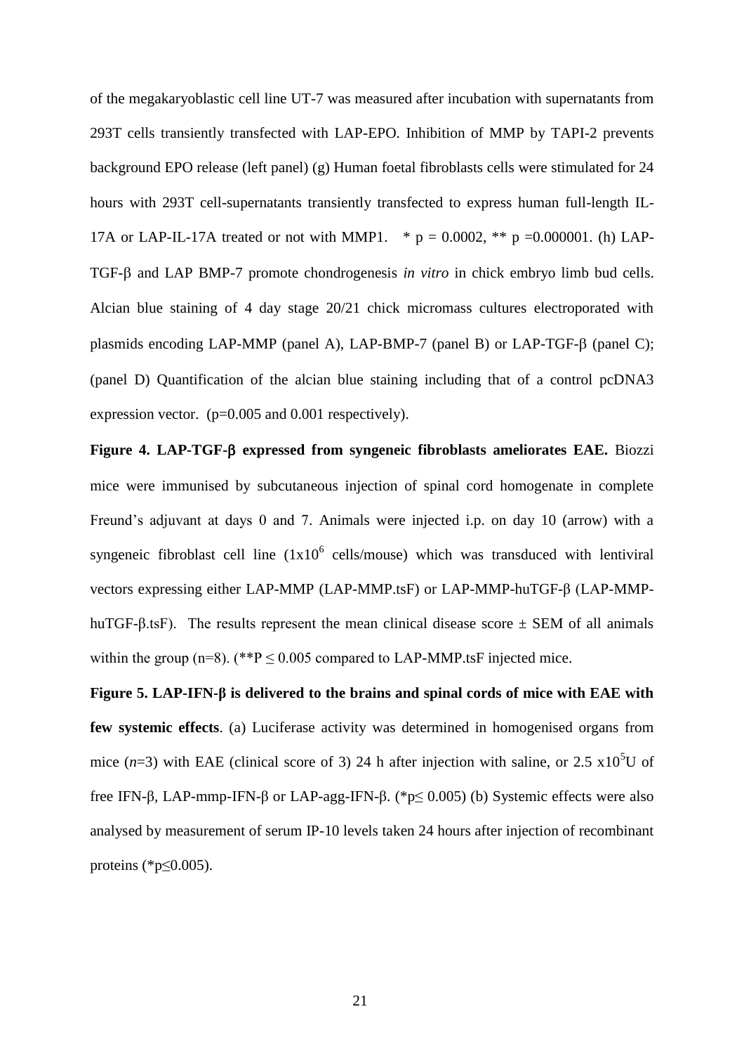of the megakaryoblastic cell line UT-7 was measured after incubation with supernatants from 293T cells transiently transfected with LAP-EPO. Inhibition of MMP by TAPI-2 prevents background EPO release (left panel) (g) Human foetal fibroblasts cells were stimulated for 24 hours with 293T cell-supernatants transiently transfected to express human full-length IL-17A or LAP-IL-17A treated or not with MMP1. * $p = 0.0002$, ** $p = 0.000001$. (h) LAP-TGF-β and LAP BMP-7 promote chondrogenesis *in vitro* in chick embryo limb bud cells. Alcian blue staining of 4 day stage 20/21 chick micromass cultures electroporated with plasmids encoding LAP-MMP (panel A), LAP-BMP-7 (panel B) or LAP-TGF-β (panel C); (panel D) Quantification of the alcian blue staining including that of a control pcDNA3 expression vector. ($p=0.005$ and $0.001$ respectively).

**Figure 4. LAP-TGF-β expressed from syngeneic fibroblasts ameliorates EAE.** Biozzi mice were immunised by subcutaneous injection of spinal cord homogenate in complete Freund's adjuvant at days 0 and 7. Animals were injected i.p. on day 10 (arrow) with a syngeneic fibroblast cell line ($1 \times 10^6$ cells/mouse) which was transduced with lentiviral vectors expressing either LAP-MMP (LAP-MMP.tsF) or LAP-MMP-huTGF-β (LAP-MMP-huTGF-β.tsF). The results represent the mean clinical disease score ± SEM of all animals within the group (n=8). (**$P \leq 0.005$ compared to LAP-MMP.tsF injected mice.

**Figure 5. LAP-IFN-β is delivered to the brains and spinal cords of mice with EAE with few systemic effects**. (a) Luciferase activity was determined in homogenised organs from mice ($n$=3) with EAE (clinical score of 3) 24 h after injection with saline, or $2.5 \times 10^5$U of free IFN-β, LAP-mmp-IFN-β or LAP-agg-IFN-β. (*$p \leq 0.005$) (b) Systemic effects were also analysed by measurement of serum IP-10 levels taken 24 hours after injection of recombinant proteins (*$p \leq 0.005$).